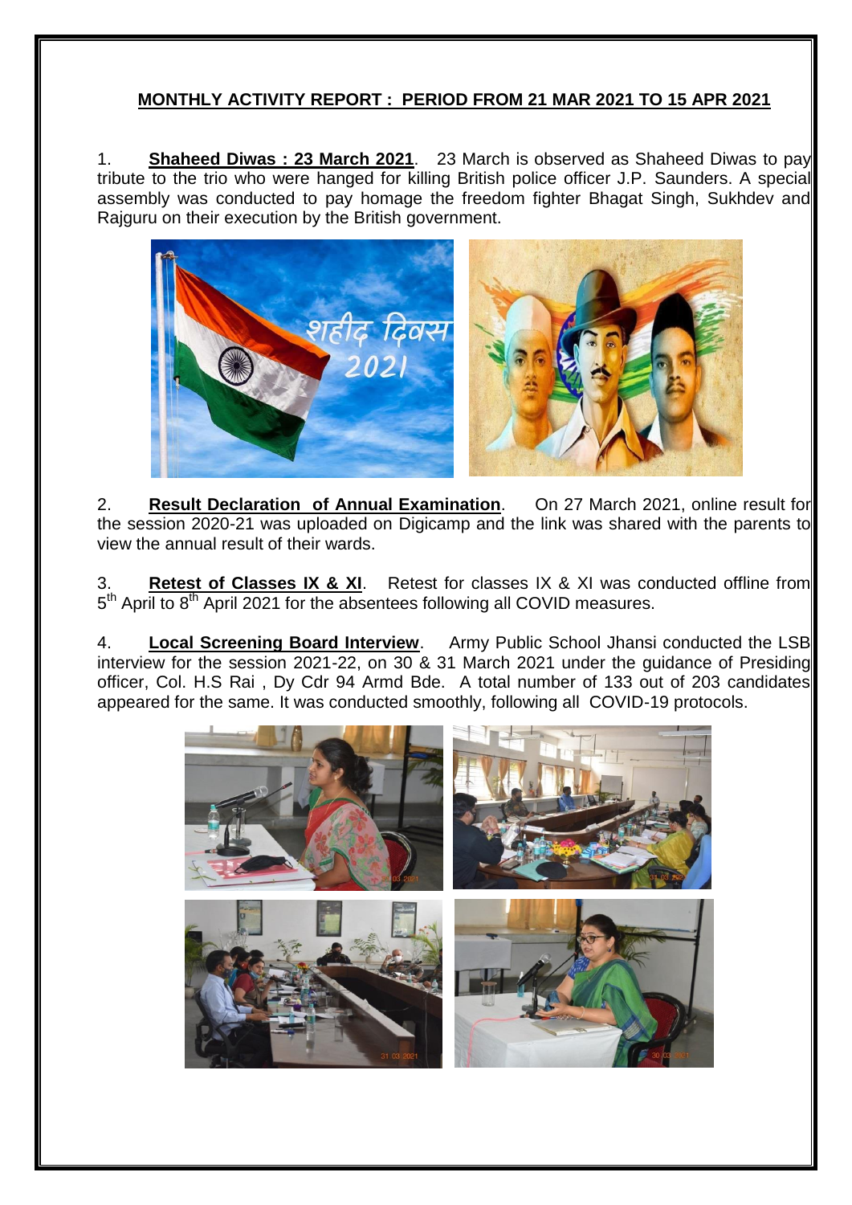# MONTHLY ACTIVITY REPORT : PERIOD FROM 21 MAR 2021 TO 15 APR 2021

1. **Shaheed Diwas : 23 March 2021**. 23 March is observed as Shaheed Diwas to pay tribute to the trio who were hanged for killing British police officer J.P. Saunders. A special assembly was conducted to pay homage the freedom fighter Bhagat Singh, Sukhdev and Rajguru on their execution by the British government.

2. **Result Declaration of Annual Examination**. On 27 March 2021, online result for the session 2020-21 was uploaded on Digicamp and the link was shared with the parents to view the annual result of their wards.

3. **Retest of Classes IX & XI**. Retest for classes IX & XI was conducted offline from 5th April to 8th April 2021 for the absentees following all COVID measures.

4. **Local Screening Board Interview**. Army Public School Jhansi conducted the LSB interview for the session 2021-22, on 30 & 31 March 2021 under the guidance of Presiding officer, Col. H.S Rai , Dy Cdr 94 Armd Bde. A total number of 133 out of 203 candidates appeared for the same. It was conducted smoothly, following all COVID-19 protocols.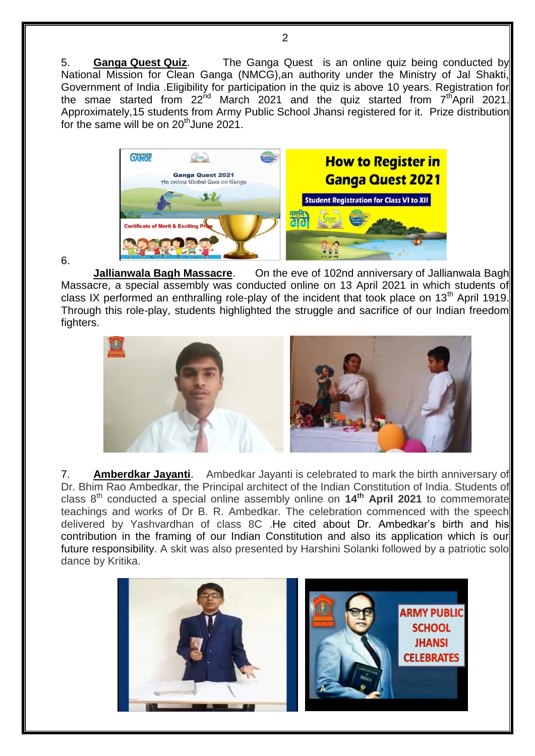5. **Ganga Quest Quiz**. The Ganga Quest is an online quiz being conducted by National Mission for Clean Ganga (NMCG),an authority under the Ministry of Jal Shakti, Government of India .Eligibility for participation in the quiz is above 10 years. Registration for the smae started from 22nd March 2021 and the quiz started from 7th April 2021. Approximately,15 students from Army Public School Jhansi registered for it. Prize distribution for the same will be on 20th June 2021.

6. **Jallianwala Bagh Massacre**. On the eve of 102nd anniversary of Jallianwala Bagh Massacre, a special assembly was conducted online on 13 April 2021 in which students of class IX performed an enthralling role-play of the incident that took place on 13th April 1919. Through this role-play, students highlighted the struggle and sacrifice of our Indian freedom fighters.

7. **Amberdkar Jayanti**. Ambedkar Jayanti is celebrated to mark the birth anniversary of Dr. Bhim Rao Ambedkar, the Principal architect of the Indian Constitution of India. Students of class 8th conducted a special online assembly online on **14th April 2021** to commemorate teachings and works of Dr B. R. Ambedkar. The celebration commenced with the speech delivered by Yashvardhan of class 8C .He cited about Dr. Ambedkar's birth and his contribution in the framing of our Indian Constitution and also its application which is our future responsibility. A skit was also presented by Harshini Solanki followed by a patriotic solo dance by Kritika.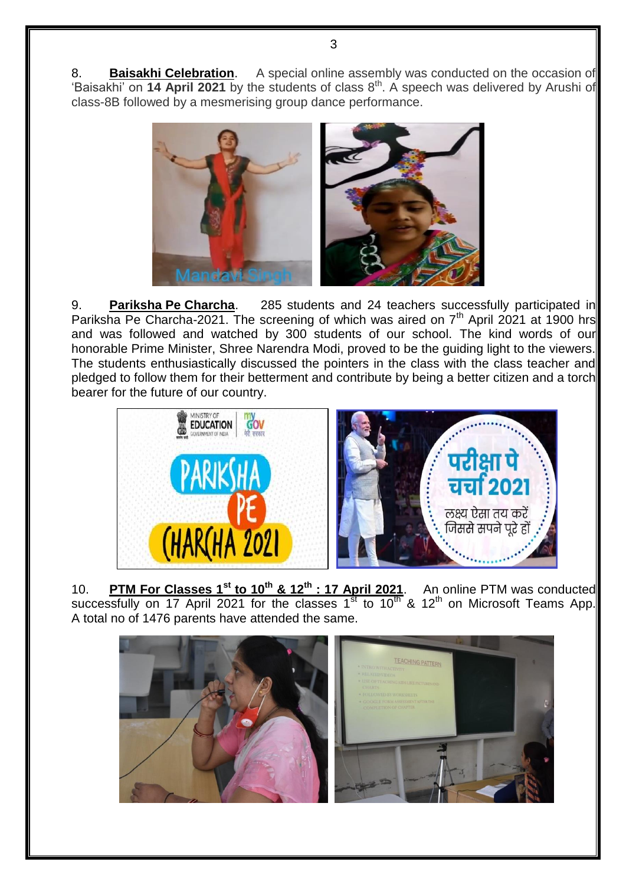8. **Baisakhi Celebration**. A special online assembly was conducted on the occasion of 'Baisakhi' on **14 April 2021** by the students of class 8th. A speech was delivered by Arushi of class-8B followed by a mesmerising group dance performance.

9. **Pariksha Pe Charcha**. 285 students and 24 teachers successfully participated in Pariksha Pe Charcha-2021. The screening of which was aired on 7th April 2021 at 1900 hrs and was followed and watched by 300 students of our school. The kind words of our honorable Prime Minister, Shree Narendra Modi, proved to be the guiding light to the viewers. The students enthusiastically discussed the pointers in the class with the class teacher and pledged to follow them for their betterment and contribute by being a better citizen and a torch bearer for the future of our country.

10. **PTM For Classes 1st to 10th & 12th : 17 April 2021**. An online PTM was conducted successfully on 17 April 2021 for the classes 1st to 10th & 12th on Microsoft Teams App. A total no of 1476 parents have attended the same.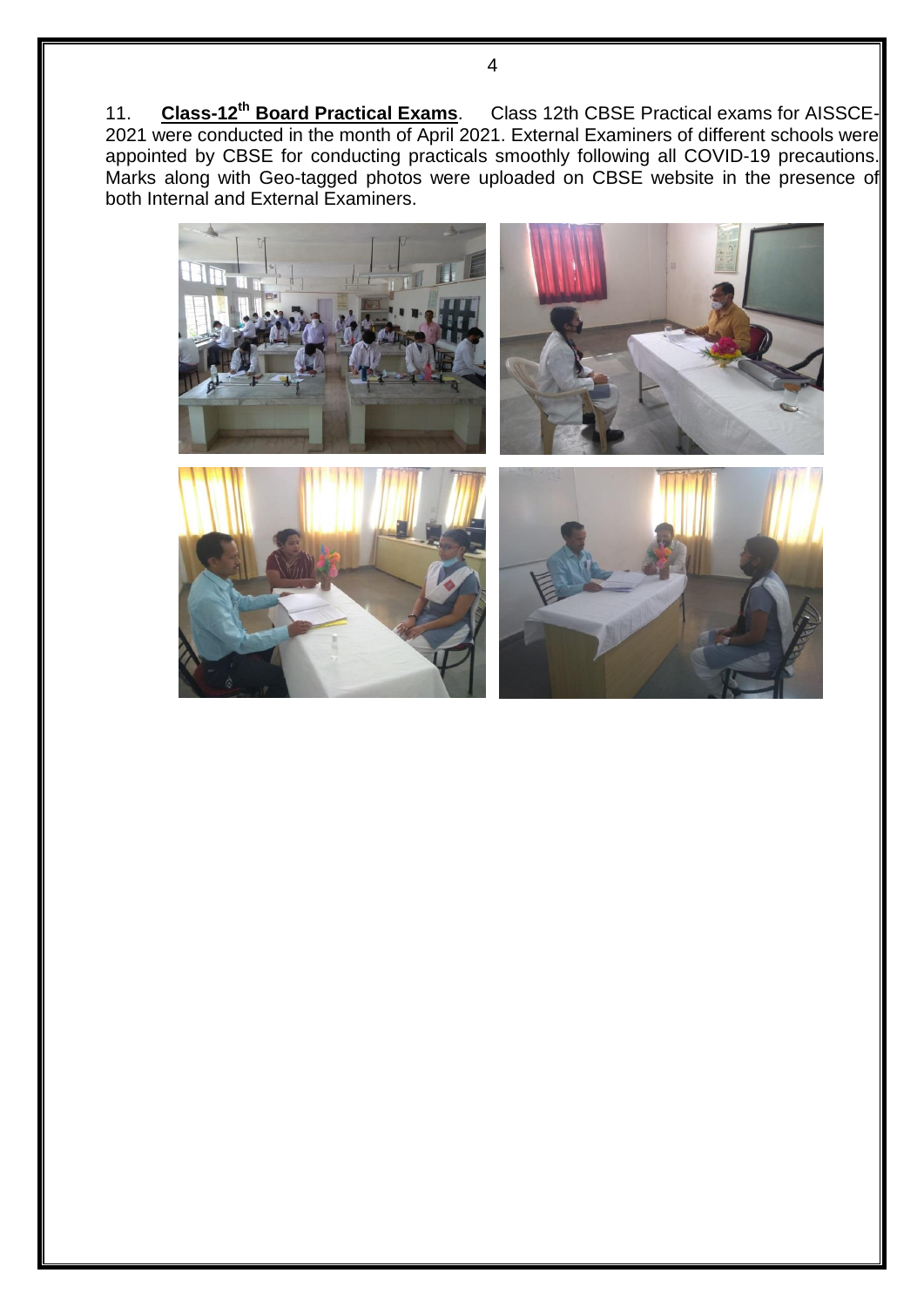11. **Class-12th Board Practical Exams**. Class 12th CBSE Practical exams for AISSCE-2021 were conducted in the month of April 2021. External Examiners of different schools were appointed by CBSE for conducting practicals smoothly following all COVID-19 precautions. Marks along with Geo-tagged photos were uploaded on CBSE website in the presence of both Internal and External Examiners.